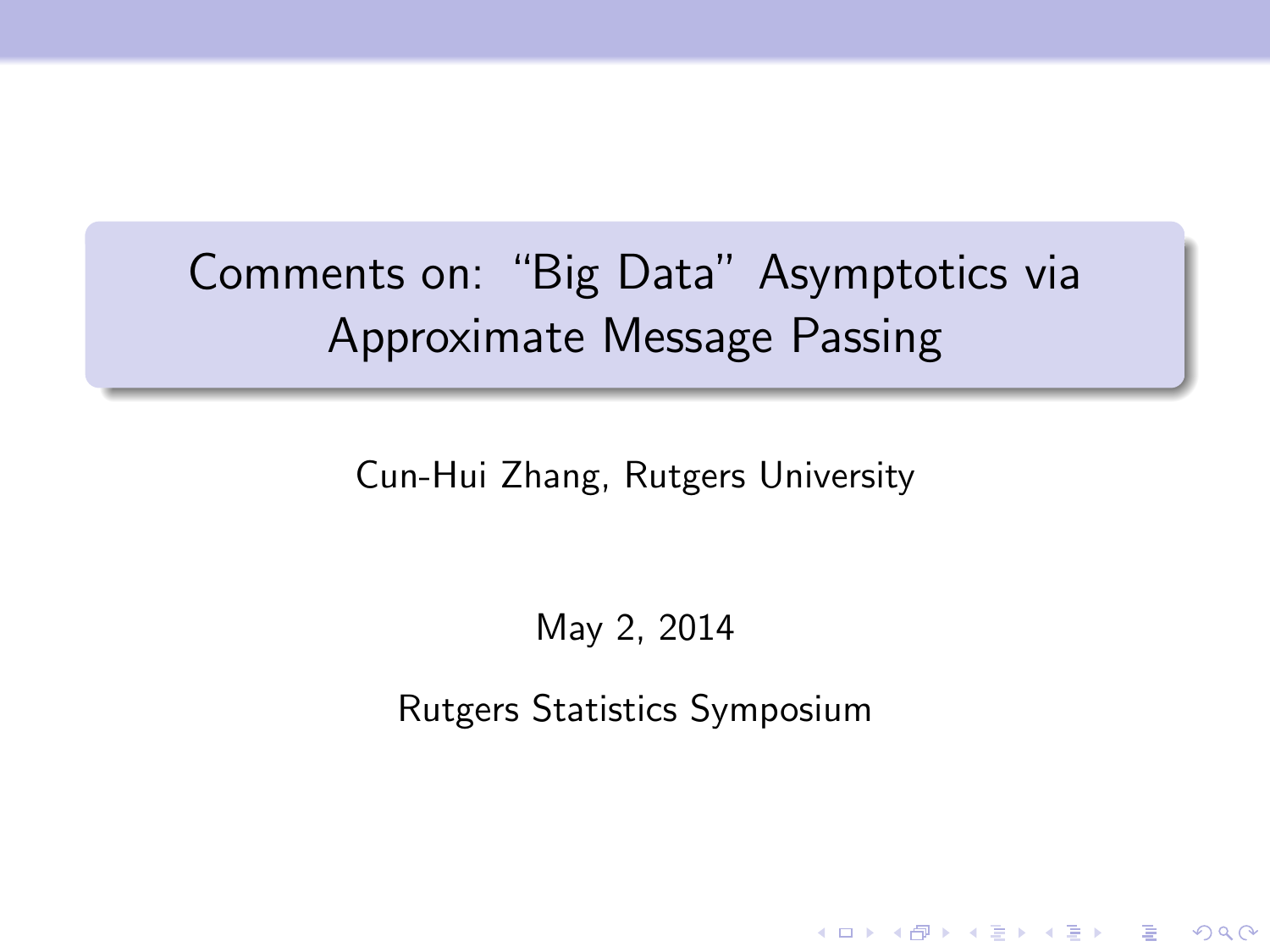# Comments on: "Big Data" Asymptotics via Approximate Message Passing

Cun-Hui Zhang, Rutgers University

May 2, 2014

Rutgers Statistics Symposium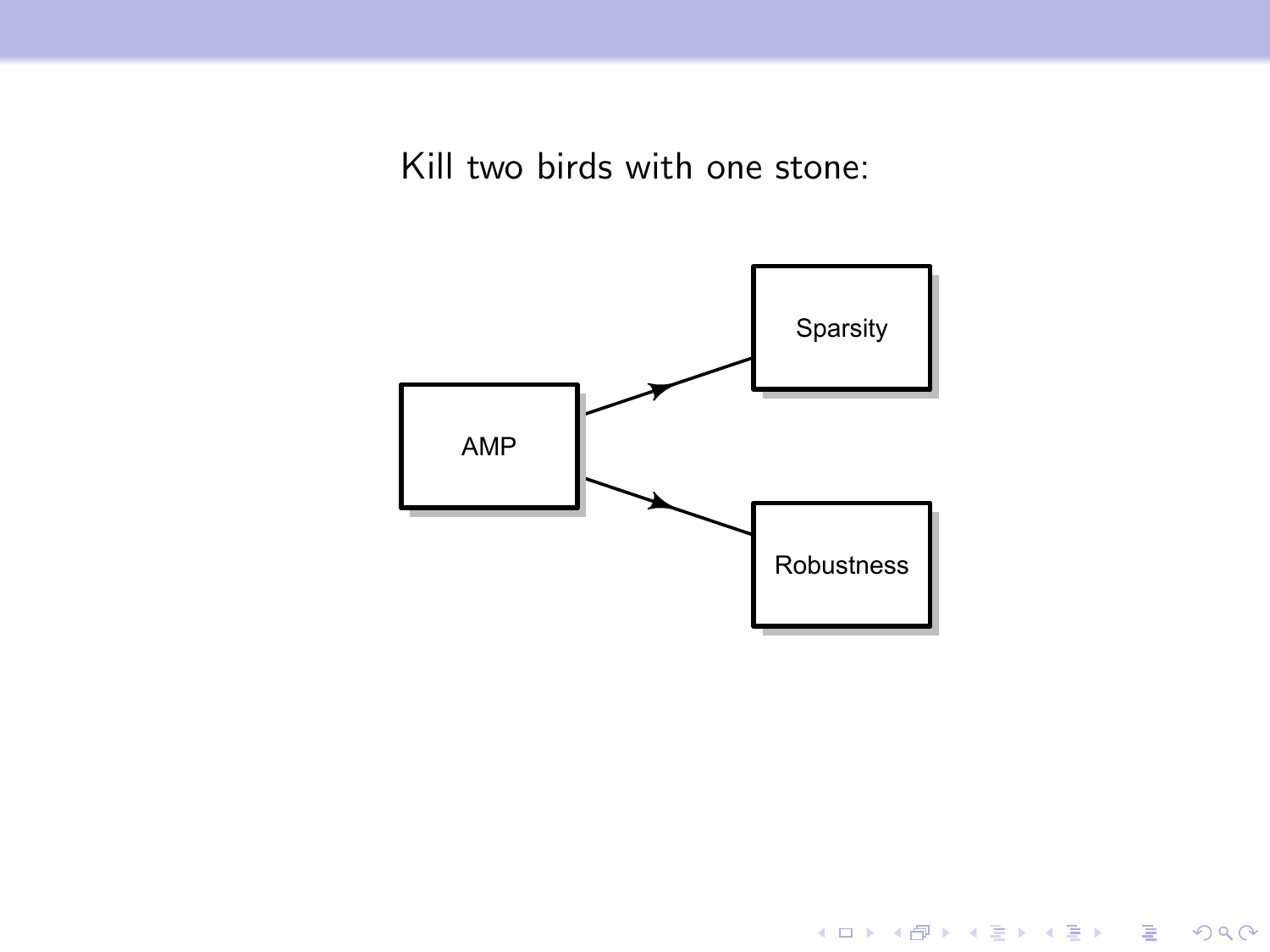Kill two birds with one stone:

AMP → Sparsity

AMP → Robustness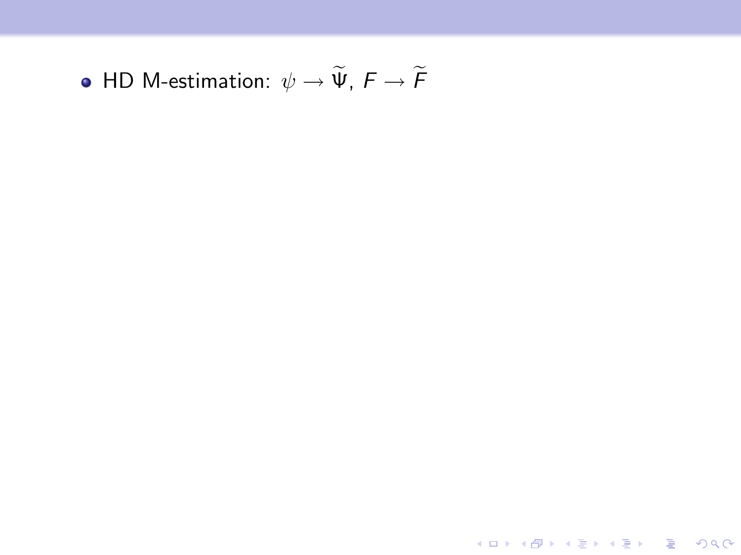- HD M-estimation: $\psi \to \widetilde{\Psi}$, $F \to \widetilde{F}$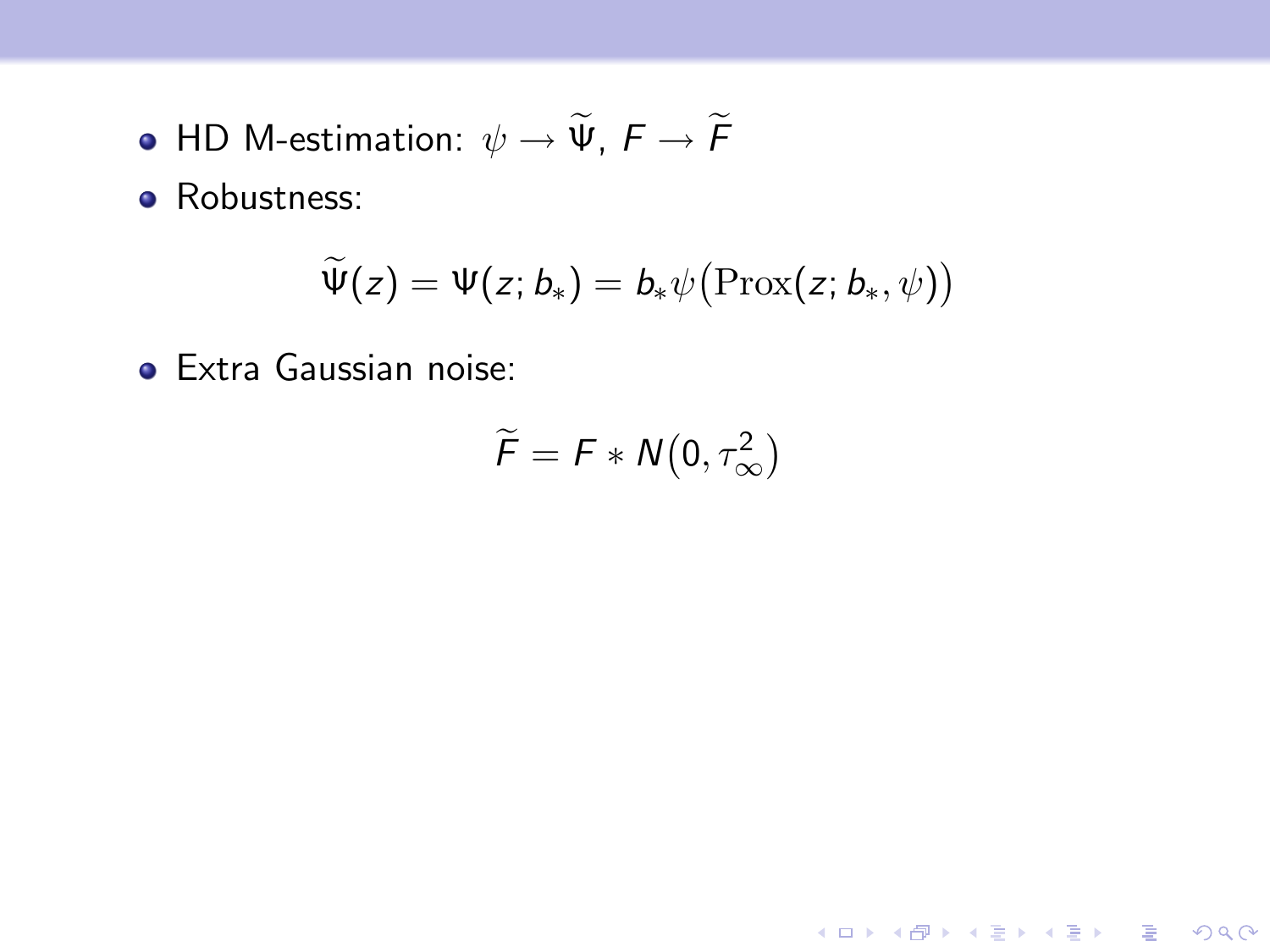- HD M-estimation: $\psi \to \widetilde{\Psi}$, $F \to \widetilde{F}$
- Robustness:

$$\widetilde{\Psi}(z) = \Psi(z; b_*) = b_* \psi\big(\mathrm{Prox}(z; b_*, \psi)\big)$$

- Extra Gaussian noise:

$$\widetilde{F} = F * N\big(0, \tau_\infty^2\big)$$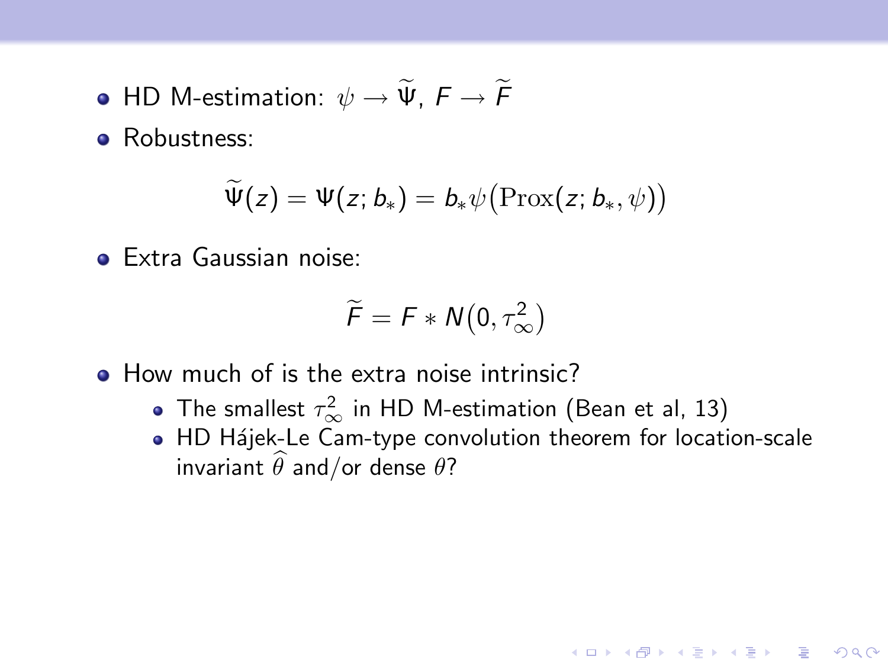- HD M-estimation: $\psi \to \widetilde{\Psi}$, $F \to \widetilde{F}$
- Robustness:

$$\widetilde{\Psi}(z) = \Psi(z; b_*) = b_* \psi\big(\mathrm{Prox}(z; b_*, \psi)\big)$$

- Extra Gaussian noise:

$$\widetilde{F} = F * N\big(0, \tau_\infty^2\big)$$

- How much of is the extra noise intrinsic?
  - The smallest $\tau_\infty^2$ in HD M-estimation (Bean et al, 13)
  - HD Hájek-Le Cam-type convolution theorem for location-scale invariant $\widehat{\theta}$ and/or dense $\theta$?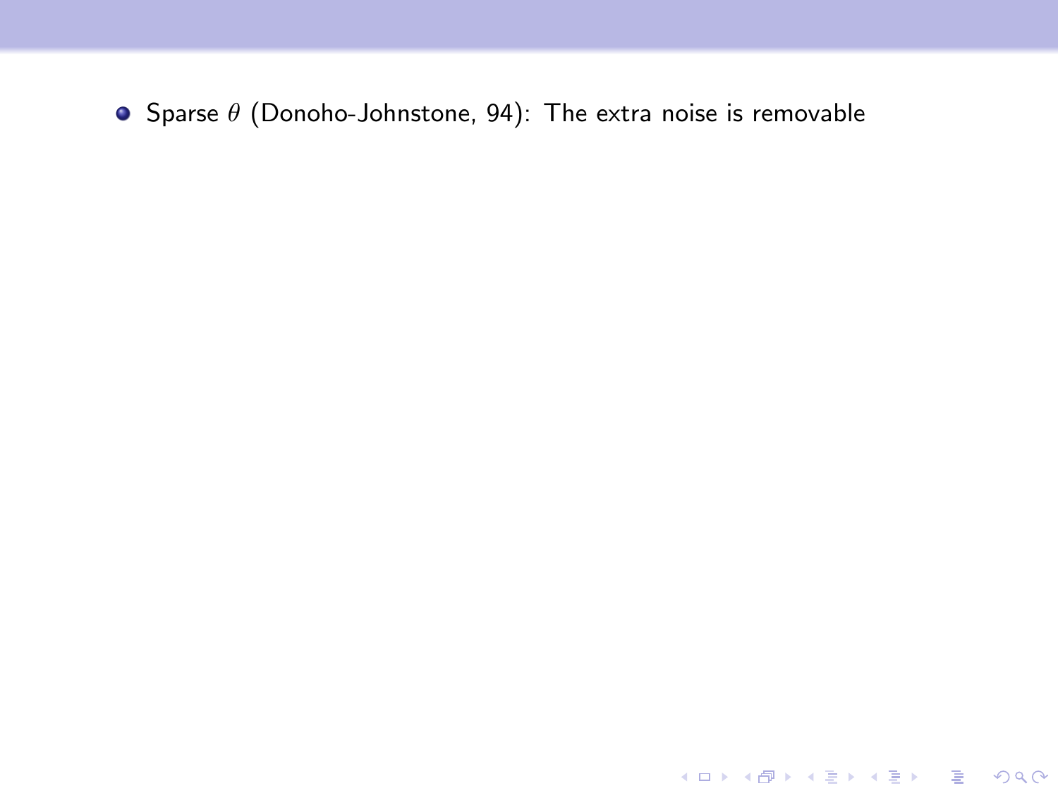- Sparse $\theta$ (Donoho-Johnstone, 94): The extra noise is removable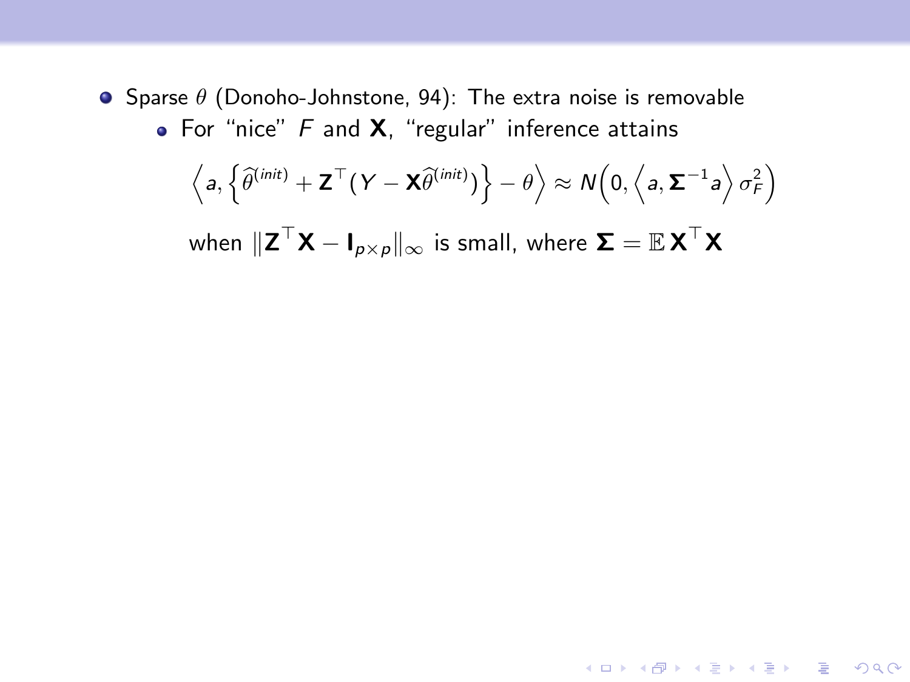- Sparse $\theta$ (Donoho-Johnstone, 94): The extra noise is removable
  - For "nice" $F$ and $\mathbf{X}$, "regular" inference attains

$$\left\langle a, \left\{ \widehat{\theta}^{(init)} + \mathbf{Z}^{\top}(Y - \mathbf{X}\widehat{\theta}^{(init)}) \right\} - \theta \right\rangle \approx N\Big(0, \left\langle a, \mathbf{\Sigma}^{-1} a \right\rangle \sigma_F^2 \Big)$$

when $\|\mathbf{Z}^{\top}\mathbf{X} - \mathbf{I}_{p\times p}\|_{\infty}$ is small, where $\mathbf{\Sigma} = \mathbb{E}\,\mathbf{X}^{\top}\mathbf{X}$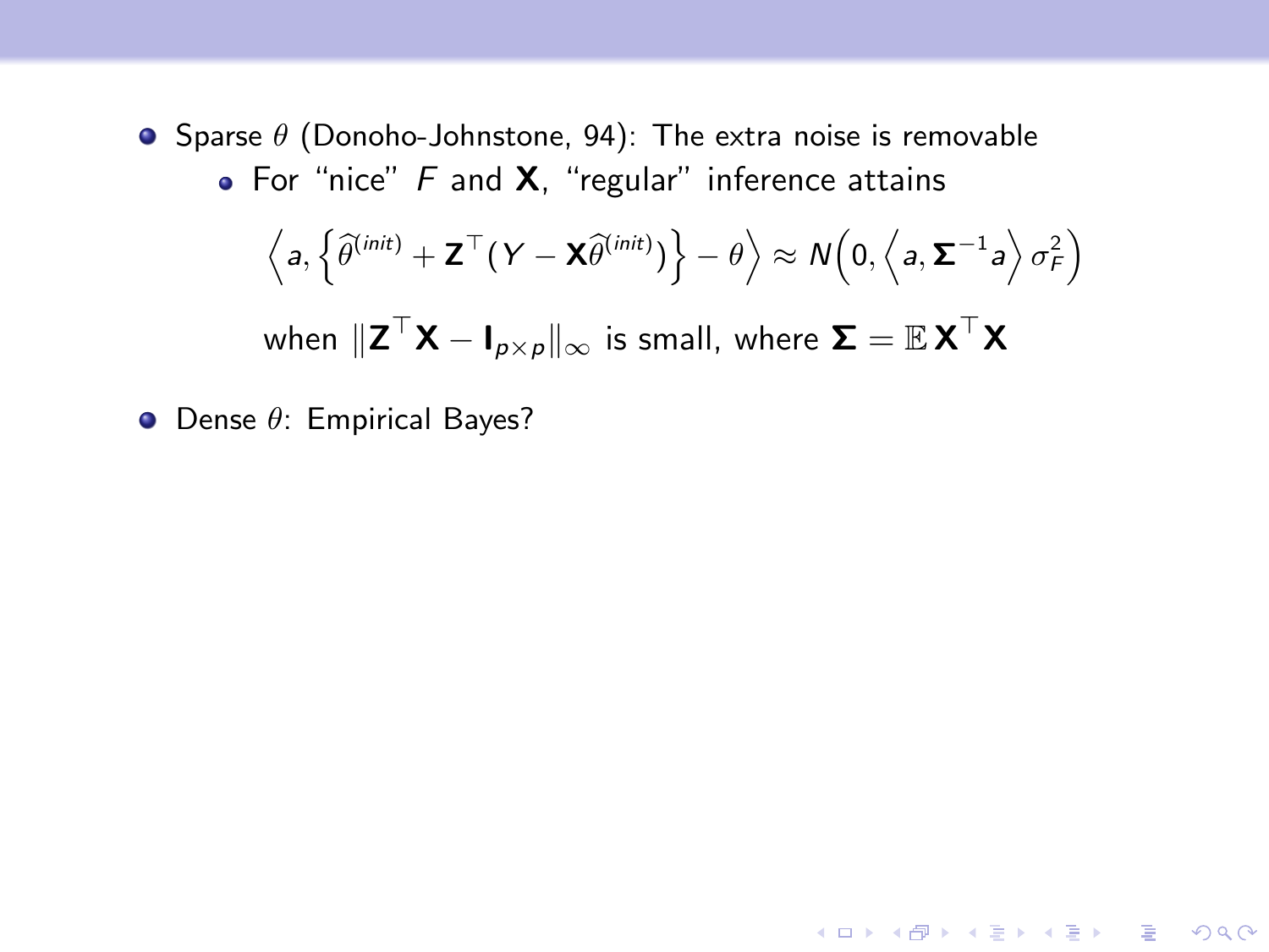- Sparse $\theta$ (Donoho-Johnstone, 94): The extra noise is removable
  - For "nice" $F$ and $\mathbf{X}$, "regular" inference attains

$$\left\langle a, \left\{ \widehat{\theta}^{(init)} + \mathbf{Z}^\top (Y - \mathbf{X}\widehat{\theta}^{(init)}) \right\} - \theta \right\rangle \approx N\Big(0, \left\langle a, \mathbf{\Sigma}^{-1} a \right\rangle \sigma_F^2 \Big)$$

when $\|\mathbf{Z}^\top \mathbf{X} - \mathbf{I}_{p \times p}\|_\infty$ is small, where $\mathbf{\Sigma} = \mathbb{E}\, \mathbf{X}^\top \mathbf{X}$

- Dense $\theta$: Empirical Bayes?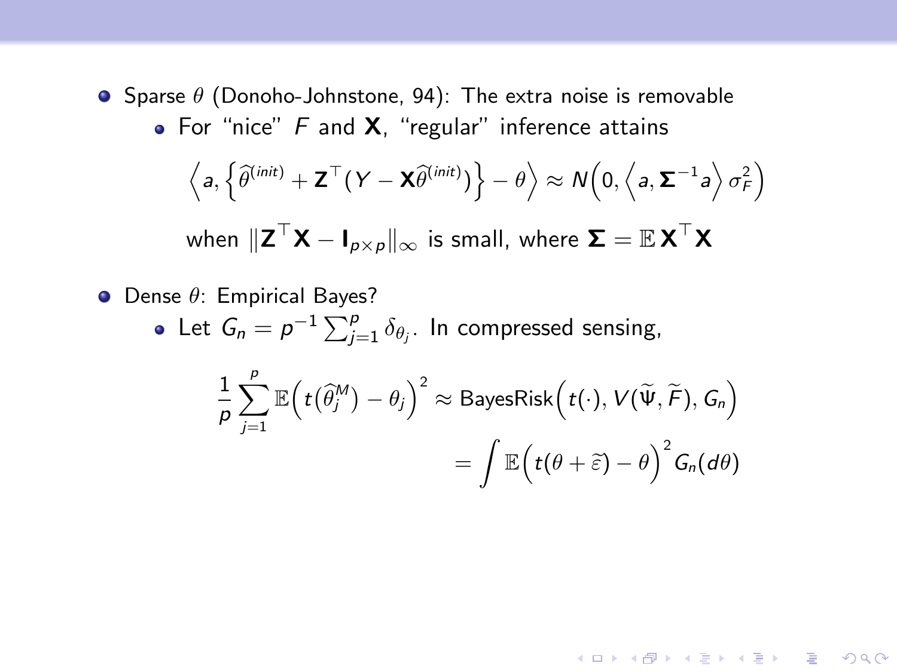- Sparse $\theta$ (Donoho-Johnstone, 94): The extra noise is removable
  - For "nice" $F$ and $\mathbf{X}$, "regular" inference attains

$$\left\langle a, \left\{ \widehat{\theta}^{(init)} + \mathbf{Z}^\top (Y - \mathbf{X}\widehat{\theta}^{(init)}) \right\} - \theta \right\rangle \approx N\Big(0, \left\langle a, \mathbf{\Sigma}^{-1} a \right\rangle \sigma_F^2 \Big)$$

when $\|\mathbf{Z}^\top \mathbf{X} - \mathbf{I}_{p\times p}\|_\infty$ is small, where $\mathbf{\Sigma} = \mathbb{E}\, \mathbf{X}^\top \mathbf{X}$

- Dense $\theta$: Empirical Bayes?
  - Let $G_n = p^{-1} \sum_{j=1}^p \delta_{\theta_j}$. In compressed sensing,

$$\begin{aligned} \frac{1}{p} \sum_{j=1}^p \mathbb{E}\Big( t\big(\widehat{\theta}_j^M\big) - \theta_j \Big)^2 &\approx \text{BayesRisk}\Big( t(\cdot), V(\widetilde{\Psi}, \widetilde{F}), G_n \Big) \\ &= \int \mathbb{E}\Big( t(\theta + \widetilde{\varepsilon}) - \theta \Big)^2 G_n(d\theta) \end{aligned}$$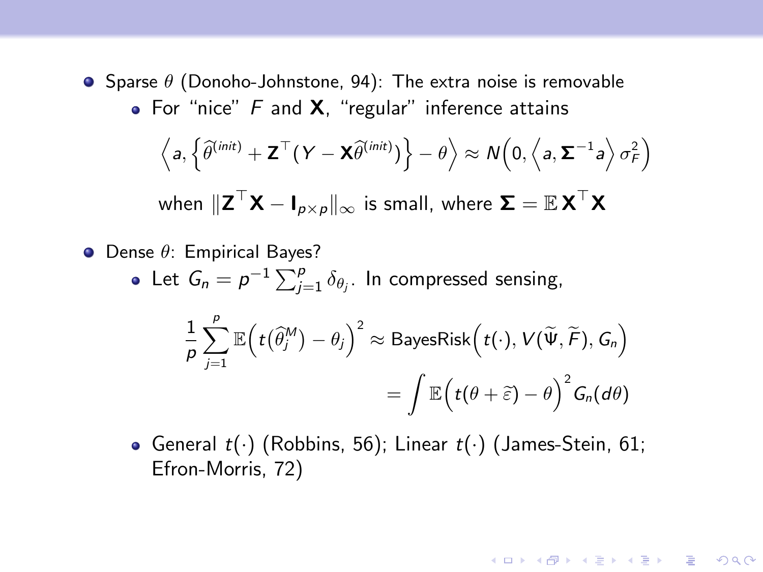- Sparse $\theta$ (Donoho-Johnstone, 94): The extra noise is removable
  - For "nice" $F$ and $\mathbf{X}$, "regular" inference attains

$$\left\langle a, \left\{ \widehat{\theta}^{(init)} + \mathbf{Z}^\top (Y - \mathbf{X}\widehat{\theta}^{(init)}) \right\} - \theta \right\rangle \approx N\Big(0, \left\langle a, \mathbf{\Sigma}^{-1} a \right\rangle \sigma_F^2 \Big)$$

$$\text{when } \|\mathbf{Z}^\top \mathbf{X} - \mathbf{I}_{p\times p}\|_\infty \text{ is small, where } \mathbf{\Sigma} = \mathbb{E}\, \mathbf{X}^\top \mathbf{X}$$

- Dense $\theta$: Empirical Bayes?
  - Let $G_n = p^{-1} \sum_{j=1}^p \delta_{\theta_j}$. In compressed sensing,

$$\frac{1}{p} \sum_{j=1}^p \mathbb{E}\Big( t(\widehat{\theta}_j^M) - \theta_j \Big)^2 \approx \text{BayesRisk}\Big( t(\cdot), V(\widetilde{\Psi}, \widetilde{F}), G_n \Big)$$

$$= \int \mathbb{E}\Big( t(\theta + \widetilde{\varepsilon}) - \theta \Big)^2 G_n(d\theta)$$

  - General $t(\cdot)$ (Robbins, 56); Linear $t(\cdot)$ (James-Stein, 61; Efron-Morris, 72)